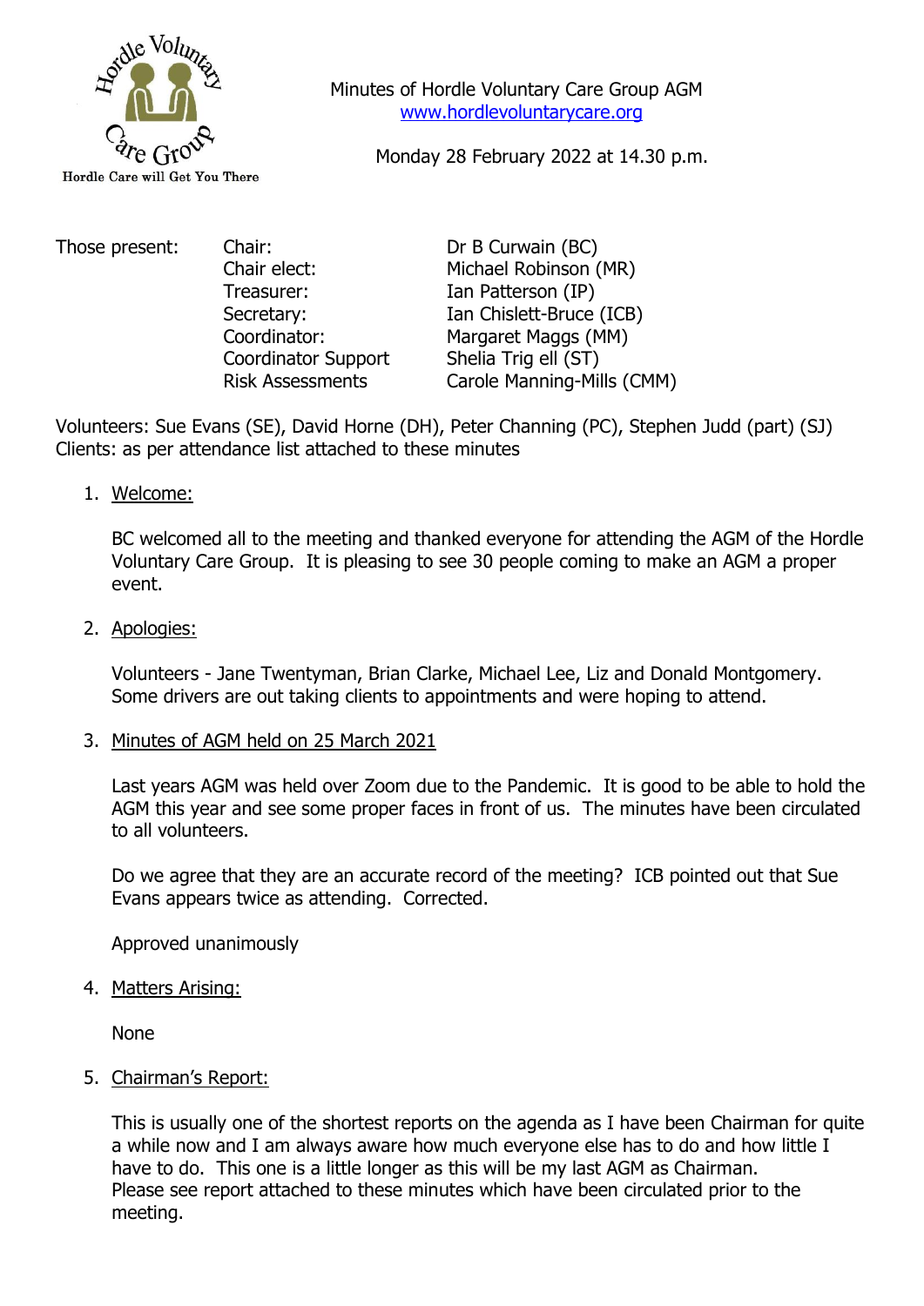Hordle Voluntary Care Group

Hordle Care will Get You There

Minutes of Hordle Voluntary Care Group AGM
www.hordlevoluntarycare.org

Monday 28 February 2022 at 14.30 p.m.

| Those present: | | |
|---|---|---|
| | Chair: | Dr B Curwain (BC) |
| | Chair elect: | Michael Robinson (MR) |
| | Treasurer: | Ian Patterson (IP) |
| | Secretary: | Ian Chislett-Bruce (ICB) |
| | Coordinator: | Margaret Maggs (MM) |
| | Coordinator Support | Shelia Trig ell (ST) |
| | Risk Assessments | Carole Manning-Mills (CMM) |

Volunteers: Sue Evans (SE), David Horne (DH), Peter Channing (PC), Stephen Judd (part) (SJ)
Clients: as per attendance list attached to these minutes

1. Welcome:

   BC welcomed all to the meeting and thanked everyone for attending the AGM of the Hordle Voluntary Care Group. It is pleasing to see 30 people coming to make an AGM a proper event.

2. Apologies:

   Volunteers - Jane Twentyman, Brian Clarke, Michael Lee, Liz and Donald Montgomery. Some drivers are out taking clients to appointments and were hoping to attend.

3. Minutes of AGM held on 25 March 2021

   Last years AGM was held over Zoom due to the Pandemic. It is good to be able to hold the AGM this year and see some proper faces in front of us. The minutes have been circulated to all volunteers.

   Do we agree that they are an accurate record of the meeting? ICB pointed out that Sue Evans appears twice as attending. Corrected.

   Approved unanimously

4. Matters Arising:

   None

5. Chairman's Report:

   This is usually one of the shortest reports on the agenda as I have been Chairman for quite a while now and I am always aware how much everyone else has to do and how little I have to do. This one is a little longer as this will be my last AGM as Chairman.
   Please see report attached to these minutes which have been circulated prior to the meeting.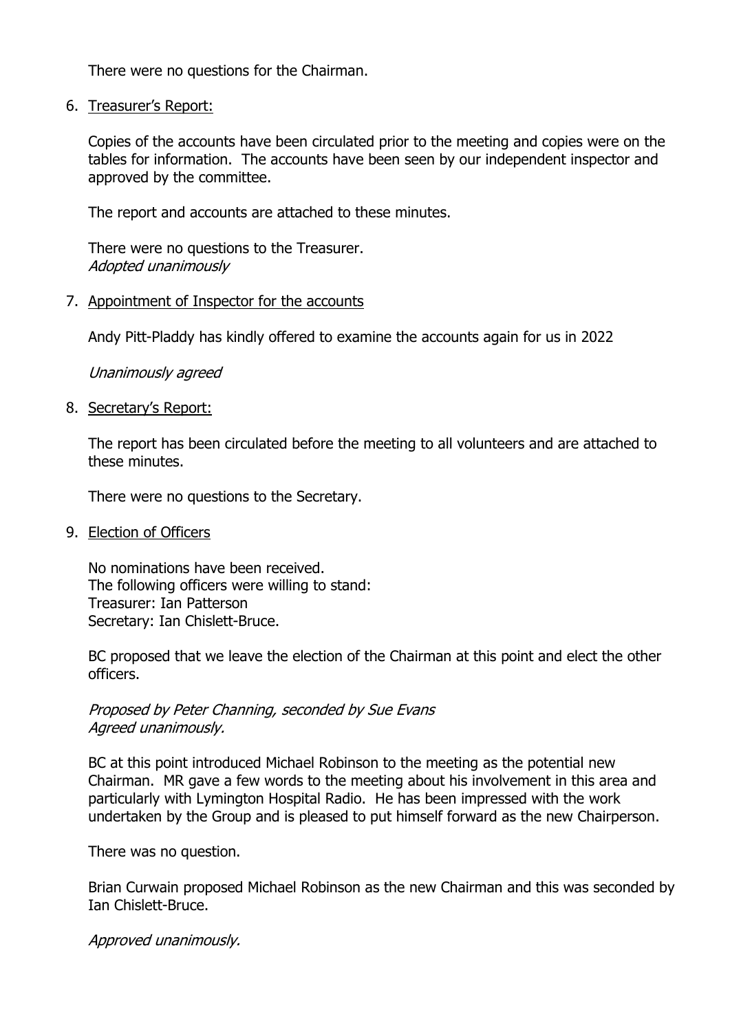There were no questions for the Chairman.

6. Treasurer's Report:

   Copies of the accounts have been circulated prior to the meeting and copies were on the tables for information. The accounts have been seen by our independent inspector and approved by the committee.

   The report and accounts are attached to these minutes.

   There were no questions to the Treasurer.
   *Adopted unanimously*

7. Appointment of Inspector for the accounts

   Andy Pitt-Pladdy has kindly offered to examine the accounts again for us in 2022

   *Unanimously agreed*

8. Secretary's Report:

   The report has been circulated before the meeting to all volunteers and are attached to these minutes.

   There were no questions to the Secretary.

9. Election of Officers

   No nominations have been received.
   The following officers were willing to stand:
   Treasurer: Ian Patterson
   Secretary: Ian Chislett-Bruce.

   BC proposed that we leave the election of the Chairman at this point and elect the other officers.

   *Proposed by Peter Channing, seconded by Sue Evans*
   *Agreed unanimously.*

   BC at this point introduced Michael Robinson to the meeting as the potential new Chairman. MR gave a few words to the meeting about his involvement in this area and particularly with Lymington Hospital Radio. He has been impressed with the work undertaken by the Group and is pleased to put himself forward as the new Chairperson.

   There was no question.

   Brian Curwain proposed Michael Robinson as the new Chairman and this was seconded by Ian Chislett-Bruce.

   *Approved unanimously.*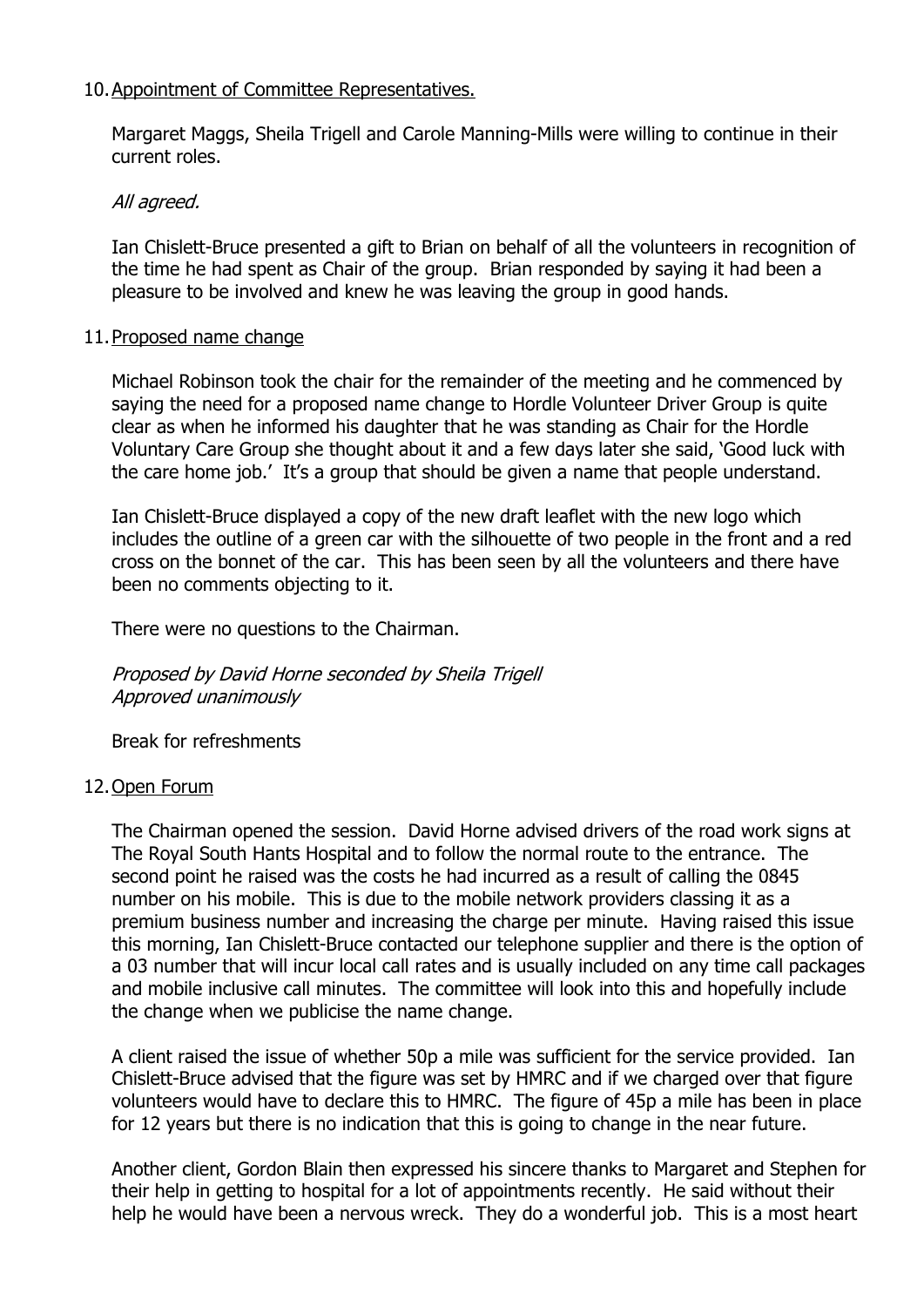10. Appointment of Committee Representatives.

Margaret Maggs, Sheila Trigell and Carole Manning-Mills were willing to continue in their current roles.

*All agreed.*

Ian Chislett-Bruce presented a gift to Brian on behalf of all the volunteers in recognition of the time he had spent as Chair of the group. Brian responded by saying it had been a pleasure to be involved and knew he was leaving the group in good hands.

11. Proposed name change

Michael Robinson took the chair for the remainder of the meeting and he commenced by saying the need for a proposed name change to Hordle Volunteer Driver Group is quite clear as when he informed his daughter that he was standing as Chair for the Hordle Voluntary Care Group she thought about it and a few days later she said, 'Good luck with the care home job.' It's a group that should be given a name that people understand.

Ian Chislett-Bruce displayed a copy of the new draft leaflet with the new logo which includes the outline of a green car with the silhouette of two people in the front and a red cross on the bonnet of the car. This has been seen by all the volunteers and there have been no comments objecting to it.

There were no questions to the Chairman.

*Proposed by David Horne seconded by Sheila Trigell*
*Approved unanimously*

Break for refreshments

12. Open Forum

The Chairman opened the session. David Horne advised drivers of the road work signs at The Royal South Hants Hospital and to follow the normal route to the entrance. The second point he raised was the costs he had incurred as a result of calling the 0845 number on his mobile. This is due to the mobile network providers classing it as a premium business number and increasing the charge per minute. Having raised this issue this morning, Ian Chislett-Bruce contacted our telephone supplier and there is the option of a 03 number that will incur local call rates and is usually included on any time call packages and mobile inclusive call minutes. The committee will look into this and hopefully include the change when we publicise the name change.

A client raised the issue of whether 50p a mile was sufficient for the service provided. Ian Chislett-Bruce advised that the figure was set by HMRC and if we charged over that figure volunteers would have to declare this to HMRC. The figure of 45p a mile has been in place for 12 years but there is no indication that this is going to change in the near future.

Another client, Gordon Blain then expressed his sincere thanks to Margaret and Stephen for their help in getting to hospital for a lot of appointments recently. He said without their help he would have been a nervous wreck. They do a wonderful job. This is a most heart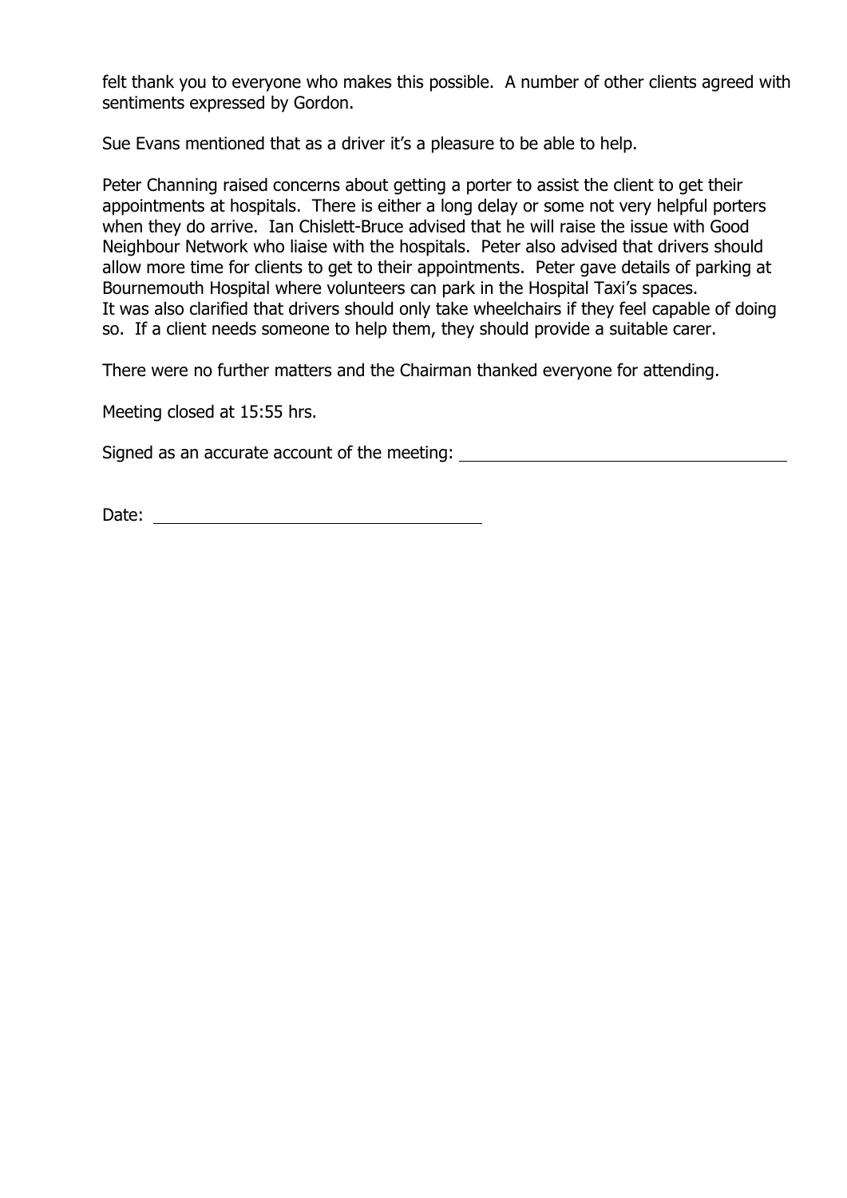felt thank you to everyone who makes this possible. A number of other clients agreed with sentiments expressed by Gordon.

Sue Evans mentioned that as a driver it's a pleasure to be able to help.

Peter Channing raised concerns about getting a porter to assist the client to get their appointments at hospitals. There is either a long delay or some not very helpful porters when they do arrive. Ian Chislett-Bruce advised that he will raise the issue with Good Neighbour Network who liaise with the hospitals. Peter also advised that drivers should allow more time for clients to get to their appointments. Peter gave details of parking at Bournemouth Hospital where volunteers can park in the Hospital Taxi's spaces.
It was also clarified that drivers should only take wheelchairs if they feel capable of doing so. If a client needs someone to help them, they should provide a suitable carer.

There were no further matters and the Chairman thanked everyone for attending.

Meeting closed at 15:55 hrs.

Signed as an accurate account of the meeting: ____________________________

Date: ____________________________